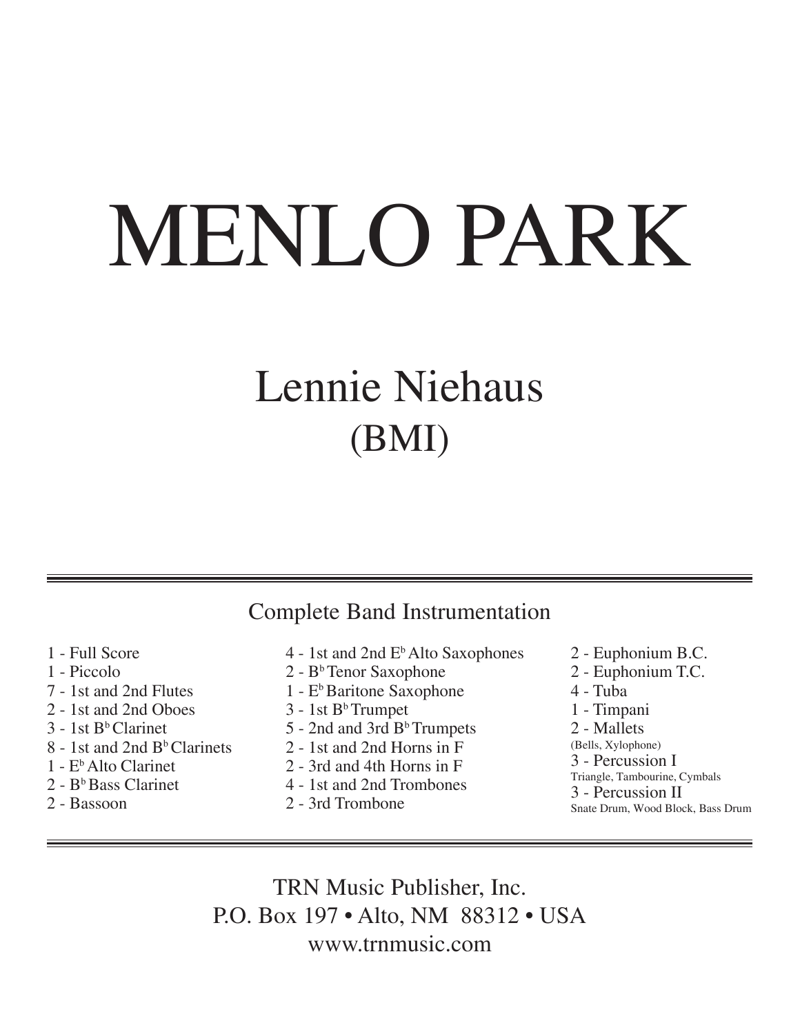# MENLO PARK

## Lennie Niehaus
## (BMI)

---

### Complete Band Instrumentation

- 1 - Full Score
- 1 - Piccolo
- 7 - 1st and 2nd Flutes
- 2 - 1st and 2nd Oboes
- 3 - 1st B♭ Clarinet
- 8 - 1st and 2nd B♭ Clarinets
- 1 - E♭ Alto Clarinet
- 2 - B♭ Bass Clarinet
- 2 - Bassoon
- 4 - 1st and 2nd E♭ Alto Saxophones
- 2 - B♭ Tenor Saxophone
- 1 - E♭ Baritone Saxophone
- 3 - 1st B♭ Trumpet
- 5 - 2nd and 3rd B♭ Trumpets
- 2 - 1st and 2nd Horns in F
- 2 - 3rd and 4th Horns in F
- 4 - 1st and 2nd Trombones
- 2 - 3rd Trombone
- 2 - Euphonium B.C.
- 2 - Euphonium T.C.
- 4 - Tuba
- 1 - Timpani
- 2 - Mallets
  (Bells, Xylophone)
- 3 - Percussion I
  Triangle, Tambourine, Cymbals
- 3 - Percussion II
  Snate Drum, Wood Block, Bass Drum

---

TRN Music Publisher, Inc.
P.O. Box 197 • Alto, NM 88312 • USA
www.trnmusic.com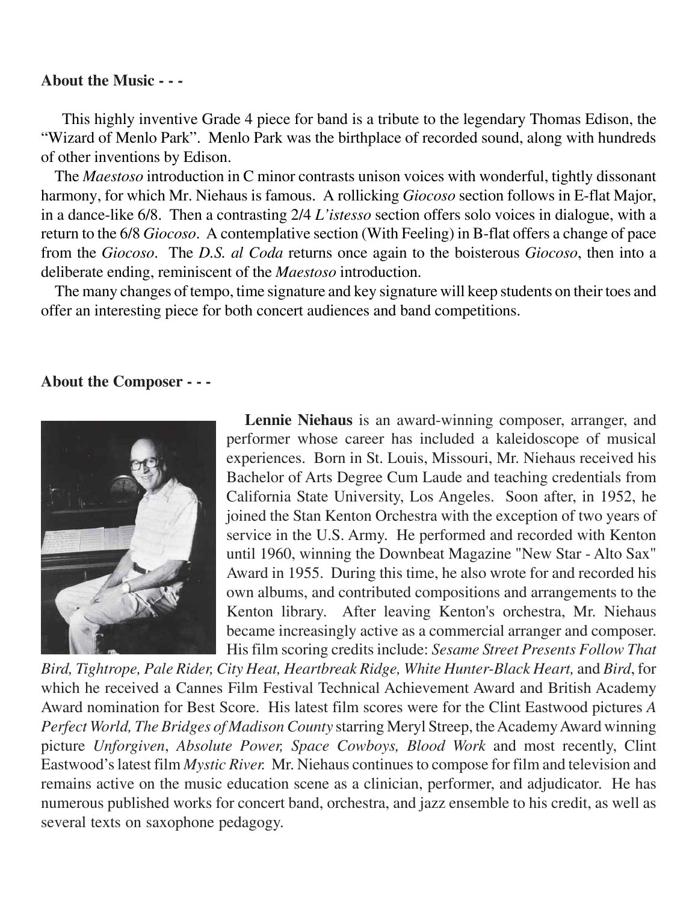**About the Music - - -**

This highly inventive Grade 4 piece for band is a tribute to the legendary Thomas Edison, the "Wizard of Menlo Park". Menlo Park was the birthplace of recorded sound, along with hundreds of other inventions by Edison.

The *Maestoso* introduction in C minor contrasts unison voices with wonderful, tightly dissonant harmony, for which Mr. Niehaus is famous. A rollicking *Giocoso* section follows in E-flat Major, in a dance-like 6/8. Then a contrasting 2/4 *L'istesso* section offers solo voices in dialogue, with a return to the 6/8 *Giocoso*. A contemplative section (With Feeling) in B-flat offers a change of pace from the *Giocoso*. The *D.S. al Coda* returns once again to the boisterous *Giocoso*, then into a deliberate ending, reminiscent of the *Maestoso* introduction.

The many changes of tempo, time signature and key signature will keep students on their toes and offer an interesting piece for both concert audiences and band competitions.

**About the Composer - - -**

**Lennie Niehaus** is an award-winning composer, arranger, and performer whose career has included a kaleidoscope of musical experiences. Born in St. Louis, Missouri, Mr. Niehaus received his Bachelor of Arts Degree Cum Laude and teaching credentials from California State University, Los Angeles. Soon after, in 1952, he joined the Stan Kenton Orchestra with the exception of two years of service in the U.S. Army. He performed and recorded with Kenton until 1960, winning the Downbeat Magazine "New Star - Alto Sax" Award in 1955. During this time, he also wrote for and recorded his own albums, and contributed compositions and arrangements to the Kenton library. After leaving Kenton's orchestra, Mr. Niehaus became increasingly active as a commercial arranger and composer. His film scoring credits include: *Sesame Street Presents Follow That Bird, Tightrope, Pale Rider, City Heat, Heartbreak Ridge, White Hunter-Black Heart,* and *Bird*, for which he received a Cannes Film Festival Technical Achievement Award and British Academy Award nomination for Best Score. His latest film scores were for the Clint Eastwood pictures *A Perfect World, The Bridges of Madison County* starring Meryl Streep, the Academy Award winning picture *Unforgiven*, *Absolute Power, Space Cowboys, Blood Work* and most recently, Clint Eastwood's latest film *Mystic River.* Mr. Niehaus continues to compose for film and television and remains active on the music education scene as a clinician, performer, and adjudicator. He has numerous published works for concert band, orchestra, and jazz ensemble to his credit, as well as several texts on saxophone pedagogy.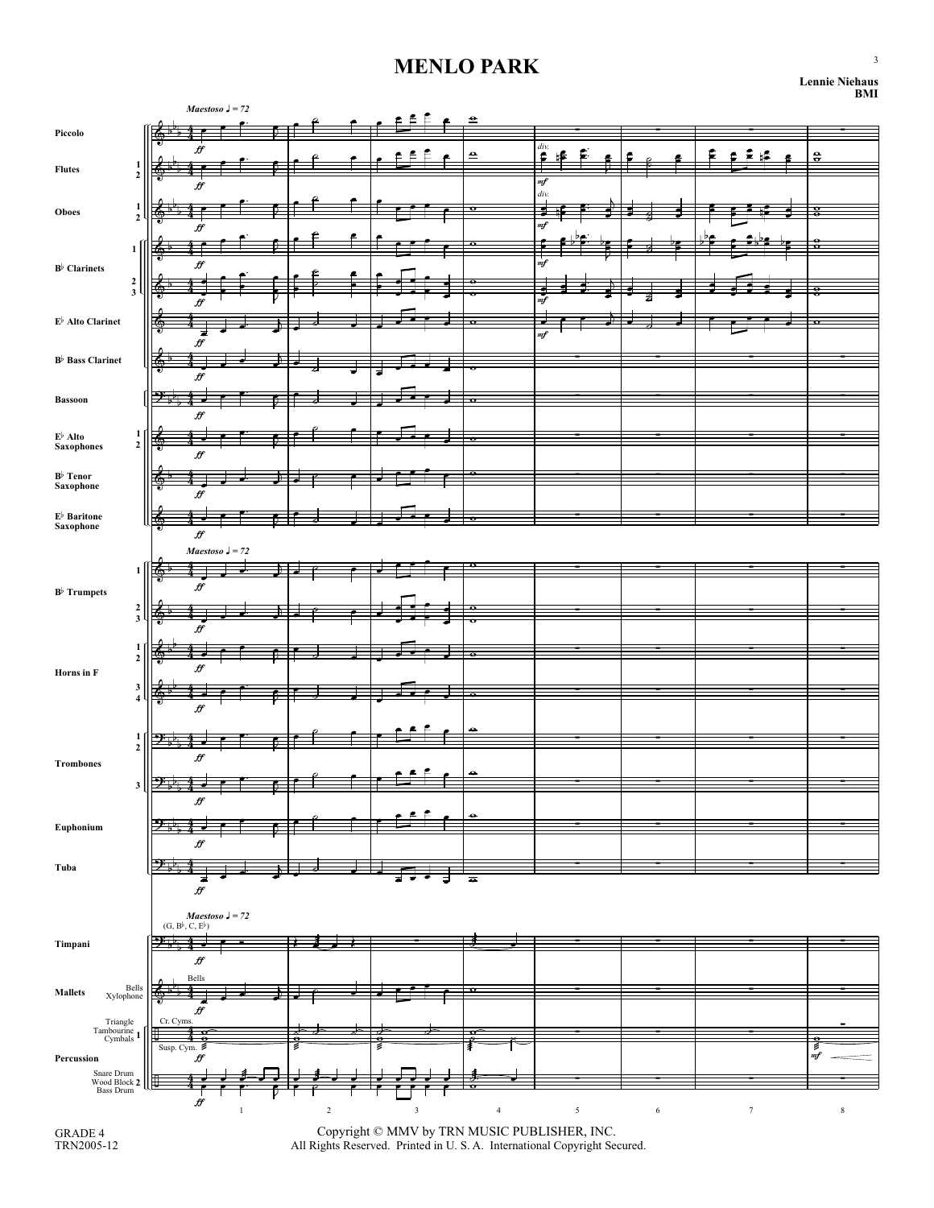# MENLO PARK

**Lennie Niehaus**
**BMI**

*Maestoso* ♩ = 72

Piccolo · Flutes 1 2 · Oboes 1 2 · B♭ Clarinets 1, 2 3 · E♭ Alto Clarinet · B♭ Bass Clarinet · Bassoon · E♭ Alto Saxophones 1 2 · B♭ Tenor Saxophone · E♭ Baritone Saxophone · B♭ Trumpets 1, 2 3 · Horns in F 1 2, 3 4 · Trombones 1 2, 3 · Euphonium · Tuba · Timpani (G, B♭, C, E♭) · Mallets (Bells, Xylophone) · Percussion 1 (Triangle, Tambourine, Cymbals; Cr. Cyms., Susp. Cym.) · Percussion 2 (Snare Drum, Wood Block, Bass Drum)

*ff* · *mf* · *div.*

1 2 3 4 5 6 7 8

GRADE 4
TRN2005-12

Copyright © MMV by TRN MUSIC PUBLISHER, INC.
All Rights Reserved. Printed in U. S. A. International Copyright Secured.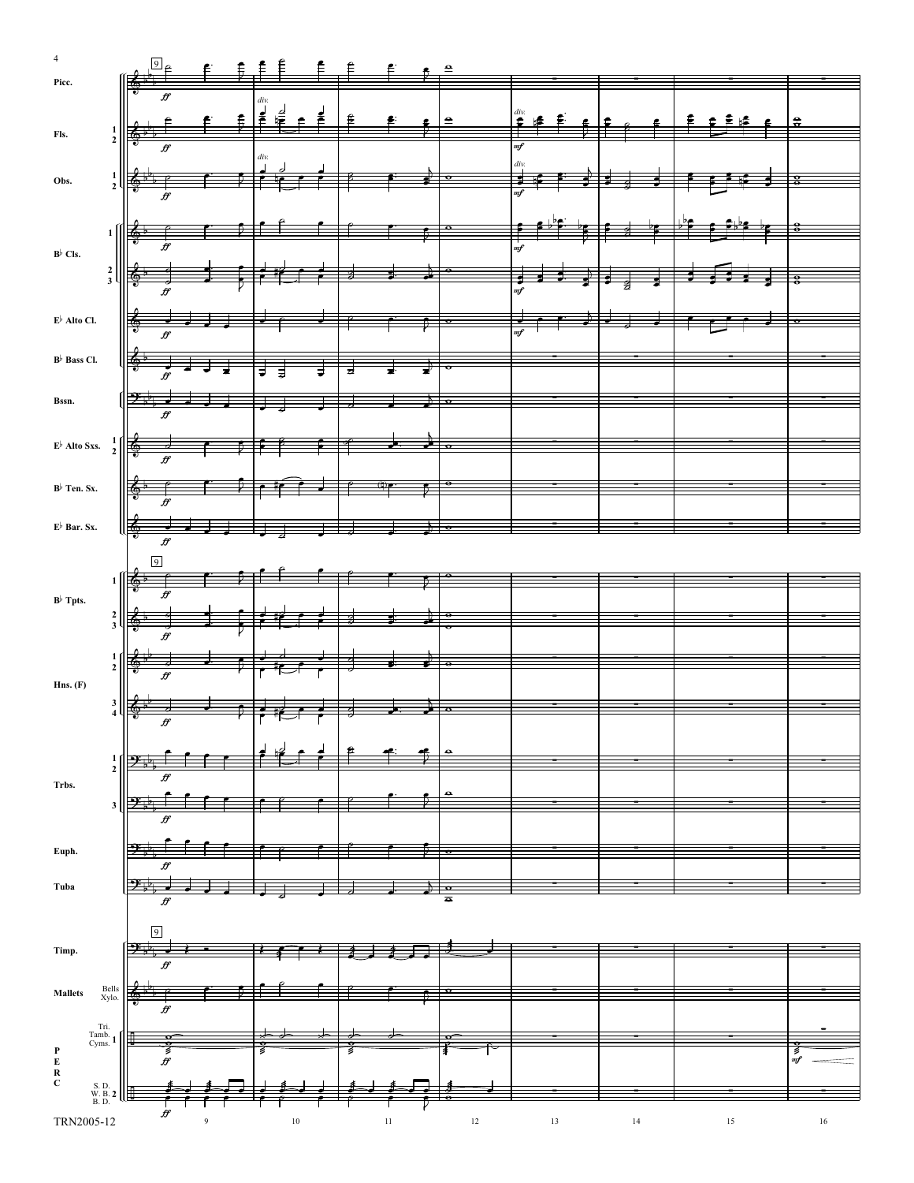Picc.

Fls. 1 2

Obs. 1 2

B♭ Cls. 1 2 3

E♭ Alto Cl.

B♭ Bass Cl.

Bssn.

E♭ Alto Sxs. 1 2

B♭ Ten. Sx.

E♭ Bar. Sx.

B♭ Tpts. 1 2 3

Hns. (F) 1 2 3 4

Trbs. 1 2 3

Euph.

Tuba

Timp.

Mallets Bells Xylo.

PERC 1 Tri. Tamb. Cyms.

PERC 2 S. D. W. B. B. D.